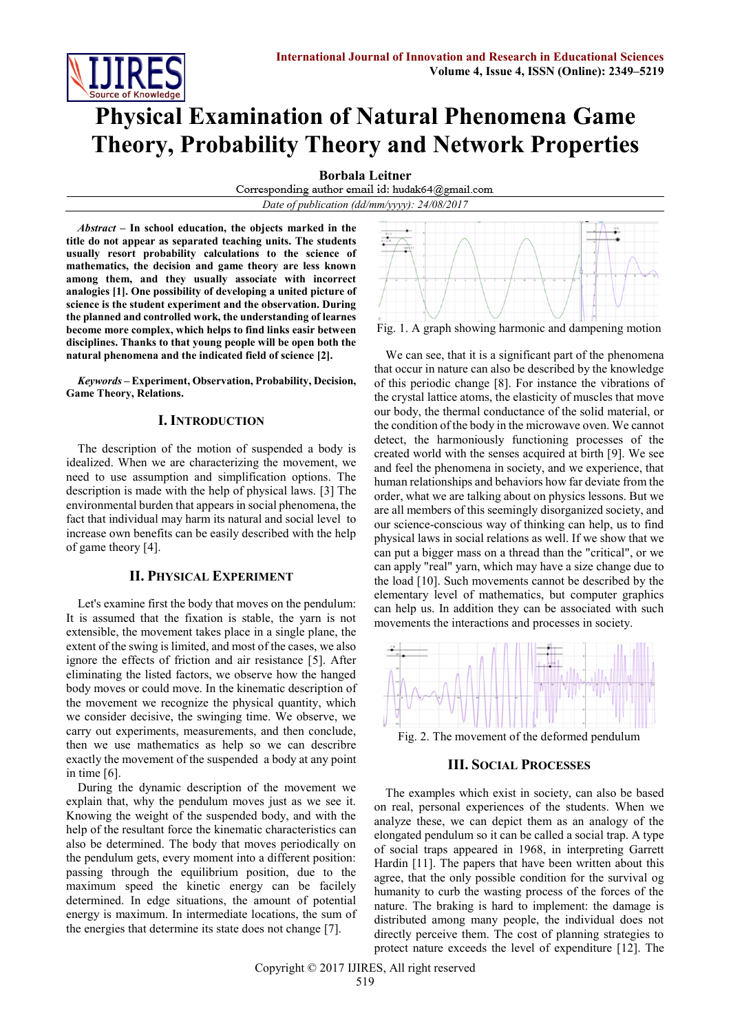# Physical Examination of Natural Phenomena Game Theory, Probability Theory and Network Properties

**Borbala Leitner**

Corresponding author email id: hudak64@gmail.com

*Date of publication (dd/mm/yyyy): 24/08/2017*

***Abstract* – In school education, the objects marked in the title do not appear as separated teaching units. The students usually resort probability calculations to the science of mathematics, the decision and game theory are less known among them, and they usually associate with incorrect analogies [1]. One possibility of developing a united picture of science is the student experiment and the observation. During the planned and controlled work, the understanding of learnes become more complex, which helps to find links easir between disciplines. Thanks to that young people will be open both the natural phenomena and the indicated field of science [2].**

***Keywords* – Experiment, Observation, Probability, Decision, Game Theory, Relations.**

## I. Introduction

The description of the motion of suspended a body is idealized. When we are characterizing the movement, we need to use assumption and simplification options. The description is made with the help of physical laws. [3] The environmental burden that appears in social phenomena, the fact that individual may harm its natural and social level to increase own benefits can be easily described with the help of game theory [4].

## II. Physical Experiment

Let's examine first the body that moves on the pendulum: It is assumed that the fixation is stable, the yarn is not extensible, the movement takes place in a single plane, the extent of the swing is limited, and most of the cases, we also ignore the effects of friction and air resistance [5]. After eliminating the listed factors, we observe how the hanged body moves or could move. In the kinematic description of the movement we recognize the physical quantity, which we consider decisive, the swinging time. We observe, we carry out experiments, measurements, and then conclude, then we use mathematics as help so we can describe exactly the movement of the suspended a body at any point in time [6].

During the dynamic description of the movement we explain that, why the pendulum moves just as we see it. Knowing the weight of the suspended body, and with the help of the resultant force the kinematic characteristics can also be determined. The body that moves periodically on the pendulum gets, every moment into a different position: passing through the equilibrium position, due to the maximum speed the kinetic energy can be facilely determined. In edge situations, the amount of potential energy is maximum. In intermediate locations, the sum of the energies that determine its state does not change [7].

Fig. 1. A graph showing harmonic and dampening motion

We can see, that it is a significant part of the phenomena that occur in nature can also be described by the knowledge of this periodic change [8]. For instance the vibrations of the crystal lattice atoms, the elasticity of muscles that move our body, the thermal conductance of the solid material, or the condition of the body in the microwave oven. We cannot detect, the harmoniously functioning processes of the created world with the senses acquired at birth [9]. We see and feel the phenomena in society, and we experience, that human relationships and behaviors how far deviate from the order, what we are talking about on physics lessons. But we are all members of this seemingly disorganized society, and our science-conscious way of thinking can help, us to find physical laws in social relations as well. If we show that we can put a bigger mass on a thread than the "critical", or we can apply "real" yarn, which may have a size change due to the load [10]. Such movements cannot be described by the elementary level of mathematics, but computer graphics can help us. In addition they can be associated with such movements the interactions and processes in society.

Fig. 2. The movement of the deformed pendulum

## III. Social Processes

The examples which exist in society, can also be based on real, personal experiences of the students. When we analyze these, we can depict them as an analogy of the elongated pendulum so it can be called a social trap. A type of social traps appeared in 1968, in interpreting Garrett Hardin [11]. The papers that have been written about this agree, that the only possible condition for the survival og humanity to curb the wasting process of the forces of the nature. The braking is hard to implement: the damage is distributed among many people, the individual does not directly perceive them. The cost of planning strategies to protect nature exceeds the level of expenditure [12]. The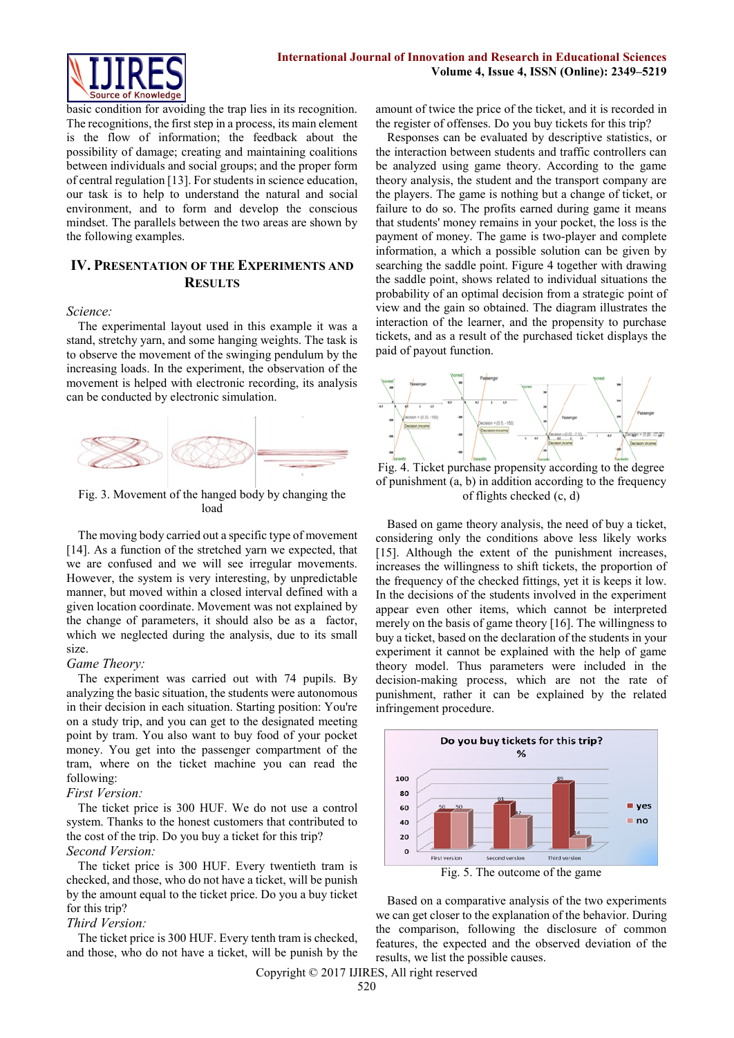basic condition for avoiding the trap lies in its recognition. The recognitions, the first step in a process, its main element is the flow of information; the feedback about the possibility of damage; creating and maintaining coalitions between individuals and social groups; and the proper form of central regulation [13]. For students in science education, our task is to help to understand the natural and social environment, and to form and develop the conscious mindset. The parallels between the two areas are shown by the following examples.

## IV. Presentation of the Experiments and Results

*Science:*

The experimental layout used in this example it was a stand, stretchy yarn, and some hanging weights. The task is to observe the movement of the swinging pendulum by the increasing loads. In the experiment, the observation of the movement is helped with electronic recording, its analysis can be conducted by electronic simulation.

Fig. 3. Movement of the hanged body by changing the load

The moving body carried out a specific type of movement [14]. As a function of the stretched yarn we expected, that we are confused and we will see irregular movements. However, the system is very interesting, by unpredictable manner, but moved within a closed interval defined with a given location coordinate. Movement was not explained by the change of parameters, it should also be as a factor, which we neglected during the analysis, due to its small size.

*Game Theory:*

The experiment was carried out with 74 pupils. By analyzing the basic situation, the students were autonomous in their decision in each situation. Starting position: You're on a study trip, and you can get to the designated meeting point by tram. You also want to buy food of your pocket money. You get into the passenger compartment of the tram, where on the ticket machine you can read the following:

*First Version:*

The ticket price is 300 HUF. We do not use a control system. Thanks to the honest customers that contributed to the cost of the trip. Do you buy a ticket for this trip?

*Second Version:*

The ticket price is 300 HUF. Every twentieth tram is checked, and those, who do not have a ticket, will be punish by the amount equal to the ticket price. Do you a buy ticket for this trip?

*Third Version:*

The ticket price is 300 HUF. Every tenth tram is checked, and those, who do not have a ticket, will be punish by the amount of twice the price of the ticket, and it is recorded in the register of offenses. Do you buy tickets for this trip?

Responses can be evaluated by descriptive statistics, or the interaction between students and traffic controllers can be analyzed using game theory. According to the game theory analysis, the student and the transport company are the players. The game is nothing but a change of ticket, or failure to do so. The profits earned during game it means that students' money remains in your pocket, the loss is the payment of money. The game is two-player and complete information, a which a possible solution can be given by searching the saddle point. Figure 4 together with drawing the saddle point, shows related to individual situations the probability of an optimal decision from a strategic point of view and the gain so obtained. The diagram illustrates the interaction of the learner, and the propensity to purchase tickets, and as a result of the purchased ticket displays the paid of payout function.

Fig. 4. Ticket purchase propensity according to the degree of punishment (a, b) in addition according to the frequency of flights checked (c, d)

Based on game theory analysis, the need of buy a ticket, considering only the conditions above less likely works [15]. Although the extent of the punishment increases, increases the willingness to shift tickets, the proportion of the frequency of the checked fittings, yet it is keeps it low. In the decisions of the students involved in the experiment appear even other items, which cannot be interpreted merely on the basis of game theory [16]. The willingness to buy a ticket, based on the declaration of the students in your experiment it cannot be explained with the help of game theory model. Thus parameters were included in the decision-making process, which are not the rate of punishment, rather it can be explained by the related infringement procedure.

Fig. 5. The outcome of the game

Based on a comparative analysis of the two experiments we can get closer to the explanation of the behavior. During the comparison, following the disclosure of common features, the expected and the observed deviation of the results, we list the possible causes.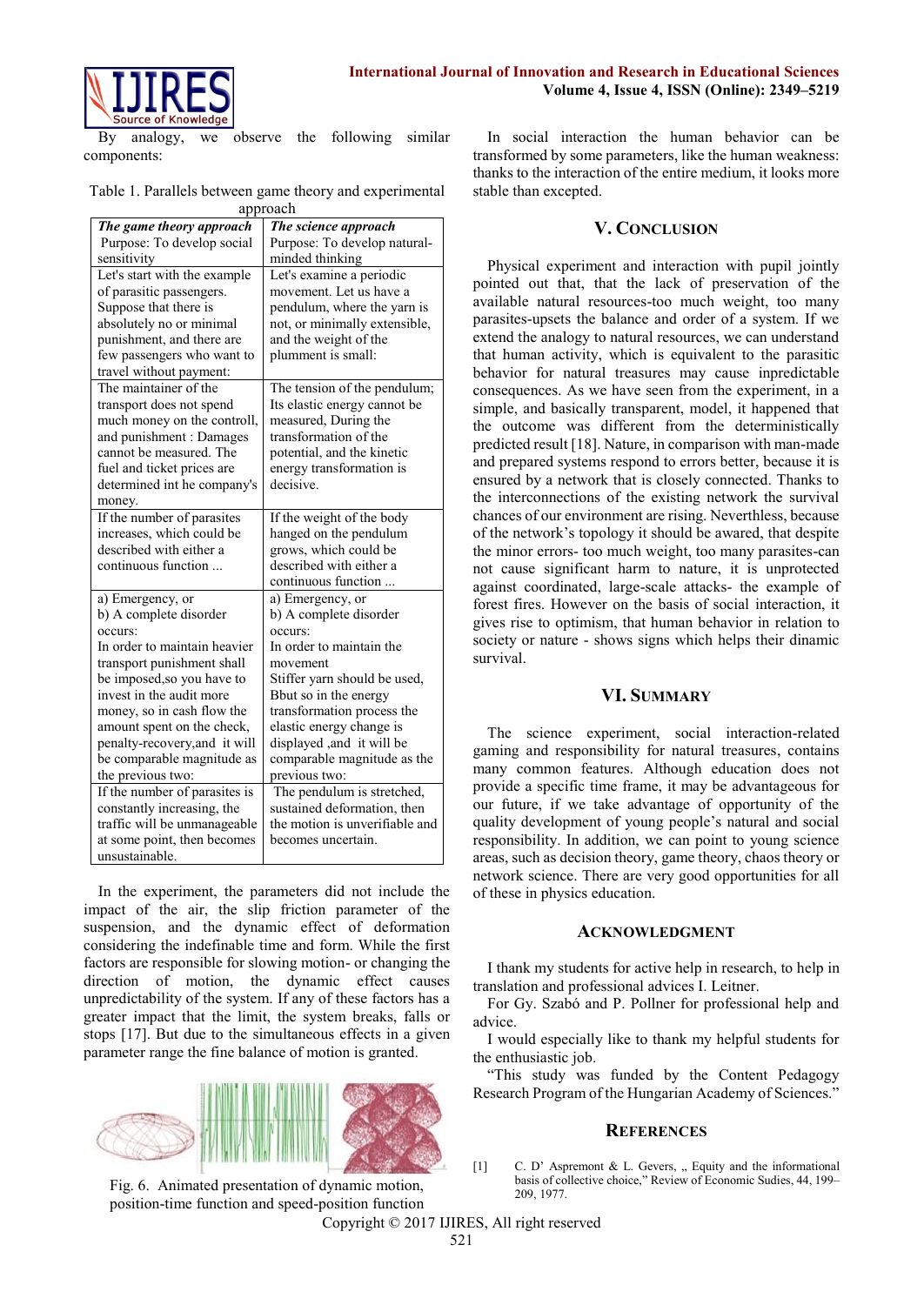By analogy, we observe the following similar components:

Table 1. Parallels between game theory and experimental approach

| *The game theory approach* Purpose: To develop social sensitivity | *The science approach* Purpose: To develop natural-minded thinking |
|---|---|
| Let's start with the example of parasitic passengers. Suppose that there is absolutely no or minimal punishment, and there are few passengers who want to travel without payment: | Let's examine a periodic movement. Let us have a pendulum, where the yarn is not, or minimally extensible, and the weight of the plumment is small: |
| The maintainer of the transport does not spend much money on the controll, and punishment : Damages cannot be measured. The fuel and ticket prices are determined int he company's money. | The tension of the pendulum; Its elastic energy cannot be measured, During the transformation of the potential, and the kinetic energy transformation is decisive. |
| If the number of parasites increases, which could be described with either a continuous function ... | If the weight of the body hanged on the pendulum grows, which could be described with either a continuous function ... |
| a) Emergency, or b) A complete disorder occurs: In order to maintain heavier transport punishment shall be imposed,so you have to invest in the audit more money, so in cash flow the amount spent on the check, penalty-recovery,and it will be comparable magnitude as the previous two: | a) Emergency, or b) A complete disorder occurs: In order to maintain the movement Stiffer yarn should be used, Bbut so in the energy transformation process the elastic energy change is displayed ,and it will be comparable magnitude as the previous two: |
| If the number of parasites is constantly increasing, the traffic will be unmanageable at some point, then becomes unsustainable. | The pendulum is stretched, sustained deformation, then the motion is unverifiable and becomes uncertain. |

In the experiment, the parameters did not include the impact of the air, the slip friction parameter of the suspension, and the dynamic effect of deformation considering the indefinable time and form. While the first factors are responsible for slowing motion- or changing the direction of motion, the dynamic effect causes unpredictability of the system. If any of these factors has a greater impact that the limit, the system breaks, falls or stops [17]. But due to the simultaneous effects in a given parameter range the fine balance of motion is granted.

Fig. 6. Animated presentation of dynamic motion, position-time function and speed-position function

In social interaction the human behavior can be transformed by some parameters, like the human weakness: thanks to the interaction of the entire medium, it looks more stable than excepted.

## V. Conclusion

Physical experiment and interaction with pupil jointly pointed out that, that the lack of preservation of the available natural resources-too much weight, too many parasites-upsets the balance and order of a system. If we extend the analogy to natural resources, we can understand that human activity, which is equivalent to the parasitic behavior for natural treasures may cause inpredictable consequences. As we have seen from the experiment, in a simple, and basically transparent, model, it happened that the outcome was different from the deterministically predicted result [18]. Nature, in comparison with man-made and prepared systems respond to errors better, because it is ensured by a network that is closely connected. Thanks to the interconnections of the existing network the survival chances of our environment are rising. Neverthless, because of the network's topology it should be awared, that despite the minor errors- too much weight, too many parasites-can not cause significant harm to nature, it is unprotected against coordinated, large-scale attacks- the example of forest fires. However on the basis of social interaction, it gives rise to optimism, that human behavior in relation to society or nature - shows signs which helps their dinamic survival.

## VI. Summary

The science experiment, social interaction-related gaming and responsibility for natural treasures, contains many common features. Although education does not provide a specific time frame, it may be advantageous for our future, if we take advantage of opportunity of the quality development of young people's natural and social responsibility. In addition, we can point to young science areas, such as decision theory, game theory, chaos theory or network science. There are very good opportunities for all of these in physics education.

## Acknowledgment

I thank my students for active help in research, to help in translation and professional advices I. Leitner.

For Gy. Szabó and P. Pollner for professional help and advice.

I would especially like to thank my helpful students for the enthusiastic job.

"This study was funded by the Content Pedagogy Research Program of the Hungarian Academy of Sciences."

## References

[1] C. D' Aspremont & L. Gevers, „ Equity and the informational basis of collective choice," Review of Economic Sudies, 44, 199–209, 1977.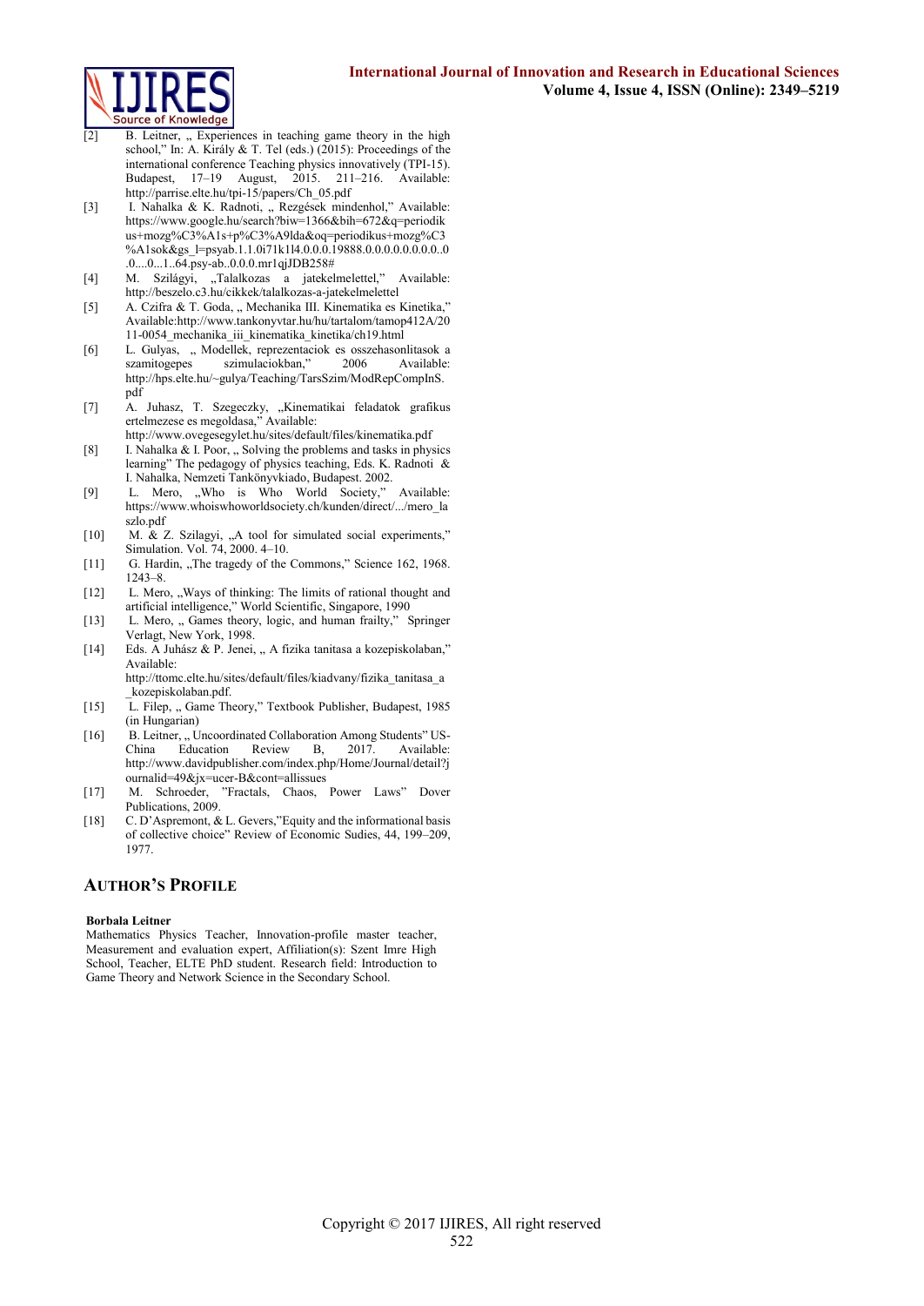[2] B. Leitner, „ Experiences in teaching game theory in the high school," In: A. Király & T. Tel (eds.) (2015): Proceedings of the international conference Teaching physics innovatively (TPI-15). Budapest, 17–19 August, 2015. 211–216. Available: http://parrise.elte.hu/tpi-15/papers/Ch_05.pdf

[3] I. Nahalka & K. Radnoti, „ Rezgések mindenhol," Available: https://www.google.hu/search?biw=1366&bih=672&q=periodikus+mozg%C3%A1s+p%C3%A9lda&oq=periodikus+mozg%C3%A1sok&gs_l=psyab.1.1.0i71k1l4.0.0.0.19888.0.0.0.0.0.0.0.0..0.0....0...1..64.psy-ab..0.0.0.mr1qjJDB258#

[4] M. Szilágyi, „Talalkozas a jatekelmelettel," Available: http://beszelo.c3.hu/cikkek/talalkozas-a-jatekelmelettel

[5] A. Czifra & T. Goda, „ Mechanika III. Kinematika es Kinetika," Available:http://www.tankonyvtar.hu/hu/tartalom/tamop412A/2011-0054_mechanika_iii_kinematika_kinetika/ch19.html

[6] L. Gulyas, „ Modellek, reprezentaciok es osszehasonlitasok a szamitogepes szimulaciokban," 2006 Available: http://hps.elte.hu/~gulya/Teaching/TarsSzim/ModRepCompInS.pdf

[7] A. Juhasz, T. Szegeczky, „Kinematikai feladatok grafikus ertelmezese es megoldasa," Available: http://www.ovegesegylet.hu/sites/default/files/kinematika.pdf

[8] I. Nahalka & I. Poor, „ Solving the problems and tasks in physics learning" The pedagogy of physics teaching, Eds. K. Radnoti & I. Nahalka, Nemzeti Tankönyvkiado, Budapest. 2002.

[9] L. Mero, „Who is Who World Society," Available: https://www.whoiswhoworldsociety.ch/kunden/direct/.../mero_laszlo.pdf

[10] M. & Z. Szilagyi, „A tool for simulated social experiments," Simulation. Vol. 74, 2000. 4–10.

[11] G. Hardin, „The tragedy of the Commons," Science 162, 1968. 1243–8.

[12] L. Mero, „Ways of thinking: The limits of rational thought and artificial intelligence," World Scientific, Singapore, 1990

[13] L. Mero, „ Games theory, logic, and human frailty," Springer Verlagt, New York, 1998.

[14] Eds. A Juhász & P. Jenei, „ A fizika tanitasa a kozepiskolaban," Available: http://ttomc.elte.hu/sites/default/files/kiadvany/fizika_tanitasa_a_kozepiskolaban.pdf.

[15] L. Filep, „ Game Theory," Textbook Publisher, Budapest, 1985 (in Hungarian)

[16] B. Leitner, „ Uncoordinated Collaboration Among Students" US-China Education Review B, 2017. Available: http://www.davidpublisher.com/index.php/Home/Journal/detail?journalid=49&jx=ucer-B&cont=allissues

[17] M. Schroeder, "Fractals, Chaos, Power Laws" Dover Publications, 2009.

[18] C. D'Aspremont, & L. Gevers,"Equity and the informational basis of collective choice" Review of Economic Sudies, 44, 199–209, 1977.

## Author's Profile

**Borbala Leitner**
Mathematics Physics Teacher, Innovation-profile master teacher, Measurement and evaluation expert, Affiliation(s): Szent Imre High School, Teacher, ELTE PhD student. Research field: Introduction to Game Theory and Network Science in the Secondary School.